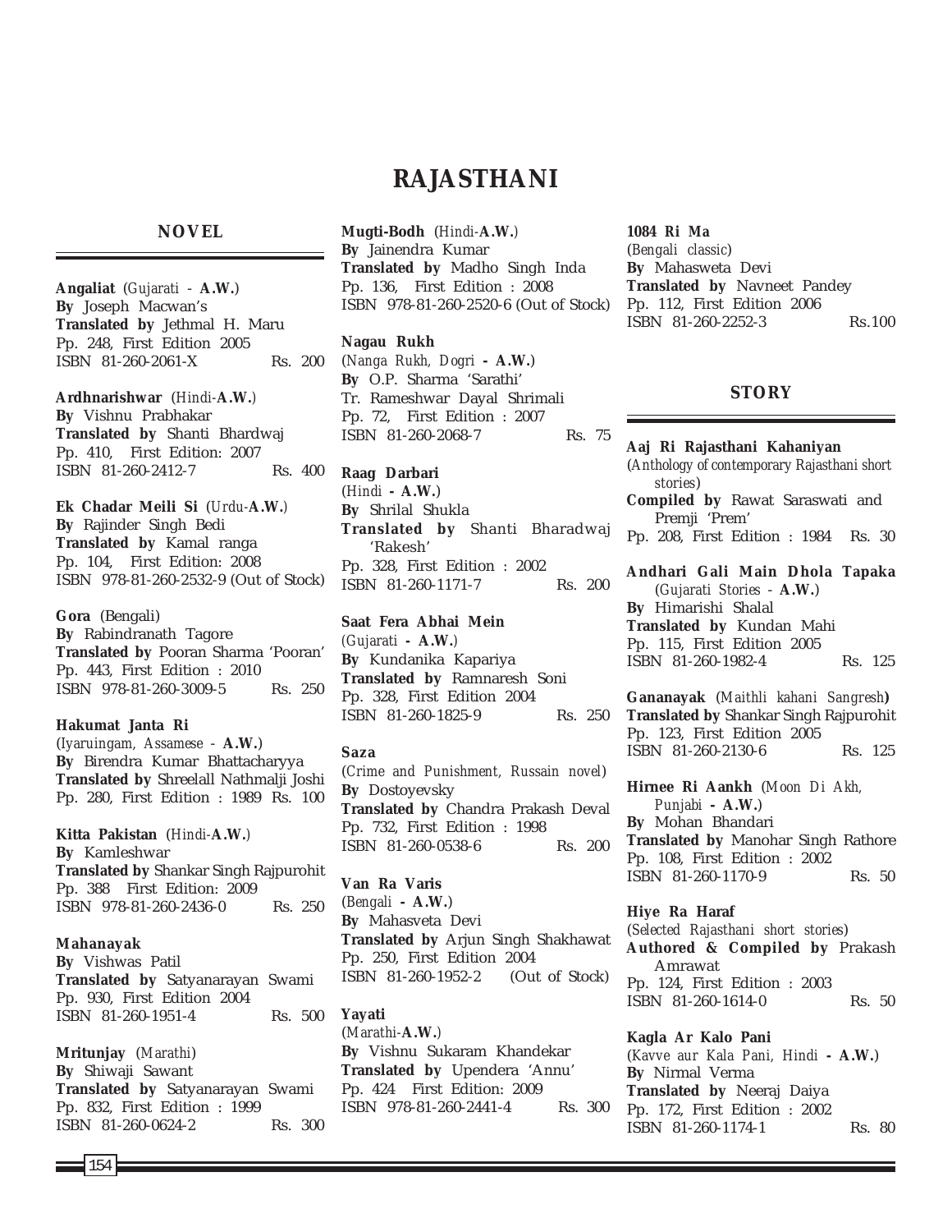# RAJASTHANI

## NOVEL

**Angaliat** (*Gujarati* - **A.W.**)
**By** Joseph Macwan's
**Translated by** Jethmal H. Maru
Pp. 248, First Edition 2005
ISBN 81-260-2061-X Rs. 200

**Ardhnarishwar** (*Hindi*-**A.W.**)
**By** Vishnu Prabhakar
**Translated by** Shanti Bhardwaj
Pp. 410, First Edition: 2007
ISBN 81-260-2412-7 Rs. 400

**Ek Chadar Meili Si** (*Urdu*-**A.W.**)
**By** Rajinder Singh Bedi
**Translated by** Kamal ranga
Pp. 104, First Edition: 2008
ISBN 978-81-260-2532-9 (Out of Stock)

**Gora** (Bengali)
**By** Rabindranath Tagore
**Translated by** Pooran Sharma 'Pooran'
Pp. 443, First Edition : 2010
ISBN 978-81-260-3009-5 Rs. 250

**Hakumat Janta Ri**
(*Iyaruingam, Assamese* - **A.W.**)
**By** Birendra Kumar Bhattacharyya
**Translated by** Shreelall Nathmalji Joshi
Pp. 280, First Edition : 1989 Rs. 100

**Kitta Pakistan** (*Hindi*-**A.W.**)
**By** Kamleshwar
**Translated by** Shankar Singh Rajpurohit
Pp. 388 First Edition: 2009
ISBN 978-81-260-2436-0 Rs. 250

**Mahanayak**
**By** Vishwas Patil
**Translated by** Satyanarayan Swami
Pp. 930, First Edition 2004
ISBN 81-260-1951-4 Rs. 500

**Mritunjay** (*Marathi*)
**By** Shiwaji Sawant
**Translated by** Satyanarayan Swami
Pp. 832, First Edition : 1999
ISBN 81-260-0624-2 Rs. 300

**Mugti-Bodh** (*Hindi*-**A.W.**)
**By** Jainendra Kumar
**Translated by** Madho Singh Inda
Pp. 136, First Edition : 2008
ISBN 978-81-260-2520-6 (Out of Stock)

**Nagau Rukh**
(*Nanga Rukh, Dogri* - **A.W.**)
**By** O.P. Sharma 'Sarathi'
Tr. Rameshwar Dayal Shrimali
Pp. 72, First Edition : 2007
ISBN 81-260-2068-7 Rs. 75

**Raag Darbari**
(*Hindi* - **A.W.**)
**By** Shrilal Shukla
**Translated by** Shanti Bharadwaj 'Rakesh'
Pp. 328, First Edition : 2002
ISBN 81-260-1171-7 Rs. 200

**Saat Fera Abhai Mein**
(*Gujarati* - **A.W.**)
**By** Kundanika Kapariya
**Translated by** Ramnaresh Soni
Pp. 328, First Edition 2004
ISBN 81-260-1825-9 Rs. 250

**Saza**
(*Crime and Punishment, Russain novel*)
**By** Dostoyevsky
**Translated by** Chandra Prakash Deval
Pp. 732, First Edition : 1998
ISBN 81-260-0538-6 Rs. 200

**Van Ra Varis**
(*Bengali* - **A.W.**)
**By** Mahasveta Devi
**Translated by** Arjun Singh Shakhawat
Pp. 250, First Edition 2004
ISBN 81-260-1952-2 (Out of Stock)

**Yayati**
(*Marathi*-**A.W.**)
**By** Vishnu Sukaram Khandekar
**Translated by** Upendera 'Annu'
Pp. 424 First Edition: 2009
ISBN 978-81-260-2441-4 Rs. 300

**1084 Ri Ma**
(*Bengali classic*)
**By** Mahasweta Devi
**Translated by** Navneet Pandey
Pp. 112, First Edition 2006
ISBN 81-260-2252-3 Rs.100

## STORY

**Aaj Ri Rajasthani Kahaniyan**
(*Anthology of contemporary Rajasthani short stories*)
**Compiled by** Rawat Saraswati and Premji 'Prem'
Pp. 208, First Edition : 1984 Rs. 30

**Andhari Gali Main Dhola Tapaka**
(*Gujarati Stories* - **A.W.**)
**By** Himarishi Shalal
**Translated by** Kundan Mahi
Pp. 115, First Edition 2005
ISBN 81-260-1982-4 Rs. 125

**Gananayak** (*Maithli kahani Sangresh*)
**Translated by** Shankar Singh Rajpurohit
Pp. 123, First Edition 2005
ISBN 81-260-2130-6 Rs. 125

**Hirnee Ri Aankh** (*Moon Di Akh, Punjabi* - **A.W.**)
**By** Mohan Bhandari
**Translated by** Manohar Singh Rathore
Pp. 108, First Edition : 2002
ISBN 81-260-1170-9 Rs. 50

**Hiye Ra Haraf**
(*Selected Rajasthani short stories*)
**Authored & Compiled by** Prakash Amrawat
Pp. 124, First Edition : 2003
ISBN 81-260-1614-0 Rs. 50

**Kagla Ar Kalo Pani**
(*Kavve aur Kala Pani, Hindi* - **A.W.**)
**By** Nirmal Verma
**Translated by** Neeraj Daiya
Pp. 172, First Edition : 2002
ISBN 81-260-1174-1 Rs. 80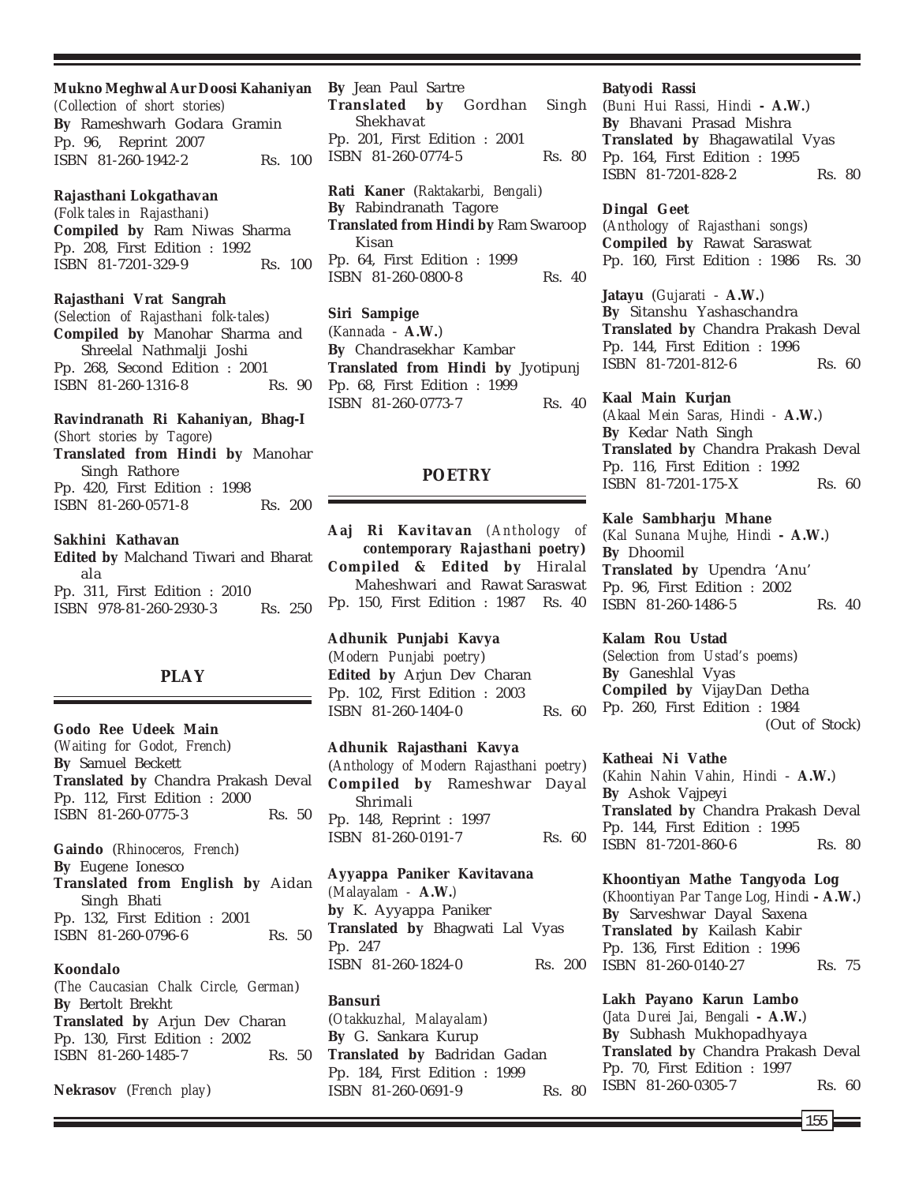**Mukno Meghwal Aur Doosi Kahaniyan**
(*Collection of short stories*)
**By** Rameshwarh Godara Gramin
Pp. 96, Reprint 2007
ISBN 81-260-1942-2 Rs. 100

**Rajasthani Lokgathavan**
(*Folk tales in Rajasthani*)
**Compiled by** Ram Niwas Sharma
Pp. 208, First Edition : 1992
ISBN 81-7201-329-9 Rs. 100

**Rajasthani Vrat Sangrah**
(*Selection of Rajasthani folk-tales*)
**Compiled by** Manohar Sharma and Shreelal Nathmalji Joshi
Pp. 268, Second Edition : 2001
ISBN 81-260-1316-8 Rs. 90

**Ravindranath Ri Kahaniyan, Bhag-I**
(*Short stories by Tagore*)
**Translated from Hindi by** Manohar Singh Rathore
Pp. 420, First Edition : 1998
ISBN 81-260-0571-8 Rs. 200

**Sakhini Kathavan**
**Edited by** Malchand Tiwari and Bharat ala
Pp. 311, First Edition : 2010
ISBN 978-81-260-2930-3 Rs. 250

## PLAY

**Godo Ree Udeek Main**
(*Waiting for Godot, French*)
**By** Samuel Beckett
**Translated by** Chandra Prakash Deval
Pp. 112, First Edition : 2000
ISBN 81-260-0775-3 Rs. 50

**Gaindo** (*Rhinoceros, French*)
**By** Eugene Ionesco
**Translated from English by** Aidan Singh Bhati
Pp. 132, First Edition : 2001
ISBN 81-260-0796-6 Rs. 50

**Koondalo**
(*The Caucasian Chalk Circle, German*)
**By** Bertolt Brekht
**Translated by** Arjun Dev Charan
Pp. 130, First Edition : 2002
ISBN 81-260-1485-7 Rs. 50

**Nekrasov** (*French play*)
**By** Jean Paul Sartre
**Translated by** Gordhan Singh Shekhavat
Pp. 201, First Edition : 2001
ISBN 81-260-0774-5 Rs. 80

**Rati Kaner** (*Raktakarbi, Bengali*)
**By** Rabindranath Tagore
**Translated from Hindi by** Ram Swaroop Kisan
Pp. 64, First Edition : 1999
ISBN 81-260-0800-8 Rs. 40

**Siri Sampige**
(*Kannada -* **A.W.**)
**By** Chandrasekhar Kambar
**Translated from Hindi by** Jyotipunj
Pp. 68, First Edition : 1999
ISBN 81-260-0773-7 Rs. 40

## POETRY

**Aaj Ri Kavitavan** (*Anthology of* ***contemporary Rajasthani poetry***)
**Compiled & Edited by** Hiralal Maheshwari and Rawat Saraswat
Pp. 150, First Edition : 1987 Rs. 40

**Adhunik Punjabi Kavya**
(*Modern Punjabi poetry*)
**Edited by** Arjun Dev Charan
Pp. 102, First Edition : 2003
ISBN 81-260-1404-0 Rs. 60

**Adhunik Rajasthani Kavya**
(*Anthology of Modern Rajasthani poetry*)
**Compiled by** Rameshwar Dayal Shrimali
Pp. 148, Reprint : 1997
ISBN 81-260-0191-7 Rs. 60

**Ayyappa Paniker Kavitavana**
(*Malayalam -* **A.W.**)
**by** K. Ayyappa Paniker
**Translated by** Bhagwati Lal Vyas
Pp. 247
ISBN 81-260-1824-0 Rs. 200

**Bansuri**
(*Otakkuzhal, Malayalam*)
**By** G. Sankara Kurup
**Translated by** Badridan Gadan
Pp. 184, First Edition : 1999
ISBN 81-260-0691-9 Rs. 80

**Batyodi Rassi**
(*Buni Hui Rassi, Hindi* **- A.W.**)
**By** Bhavani Prasad Mishra
**Translated by** Bhagawatilal Vyas
Pp. 164, First Edition : 1995
ISBN 81-7201-828-2 Rs. 80

**Dingal Geet**
(*Anthology of Rajasthani songs*)
**Compiled by** Rawat Saraswat
Pp. 160, First Edition : 1986 Rs. 30

**Jatayu** (*Gujarati -* **A.W.**)
**By** Sitanshu Yashaschandra
**Translated by** Chandra Prakash Deval
Pp. 144, First Edition : 1996
ISBN 81-7201-812-6 Rs. 60

**Kaal Main Kurjan**
(*Akaal Mein Saras, Hindi -* **A.W.**)
**By** Kedar Nath Singh
**Translated by** Chandra Prakash Deval
Pp. 116, First Edition : 1992
ISBN 81-7201-175-X Rs. 60

**Kale Sambharju Mhane**
(*Kal Sunana Mujhe, Hindi* **- A.W.**)
**By** Dhoomil
**Translated by** Upendra 'Anu'
Pp. 96, First Edition : 2002
ISBN 81-260-1486-5 Rs. 40

**Kalam Rou Ustad**
(*Selection from Ustad's poems*)
**By** Ganeshlal Vyas
**Compiled by** VijayDan Detha
Pp. 260, First Edition : 1984
(Out of Stock)

**Katheai Ni Vathe**
(*Kahin Nahin Vahin, Hindi -* **A.W.**)
**By** Ashok Vajpeyi
**Translated by** Chandra Prakash Deval
Pp. 144, First Edition : 1995
ISBN 81-7201-860-6 Rs. 80

**Khoontiyan Mathe Tangyoda Log**
(*Khoontiyan Par Tange Log, Hindi* **- A.W.**)
**By** Sarveshwar Dayal Saxena
**Translated by** Kailash Kabir
Pp. 136, First Edition : 1996
ISBN 81-260-0140-27 Rs. 75

**Lakh Payano Karun Lambo**
(*Jata Durei Jai, Bengali* **- A.W.**)
**By** Subhash Mukhopadhyaya
**Translated by** Chandra Prakash Deval
Pp. 70, First Edition : 1997
ISBN 81-260-0305-7 Rs. 60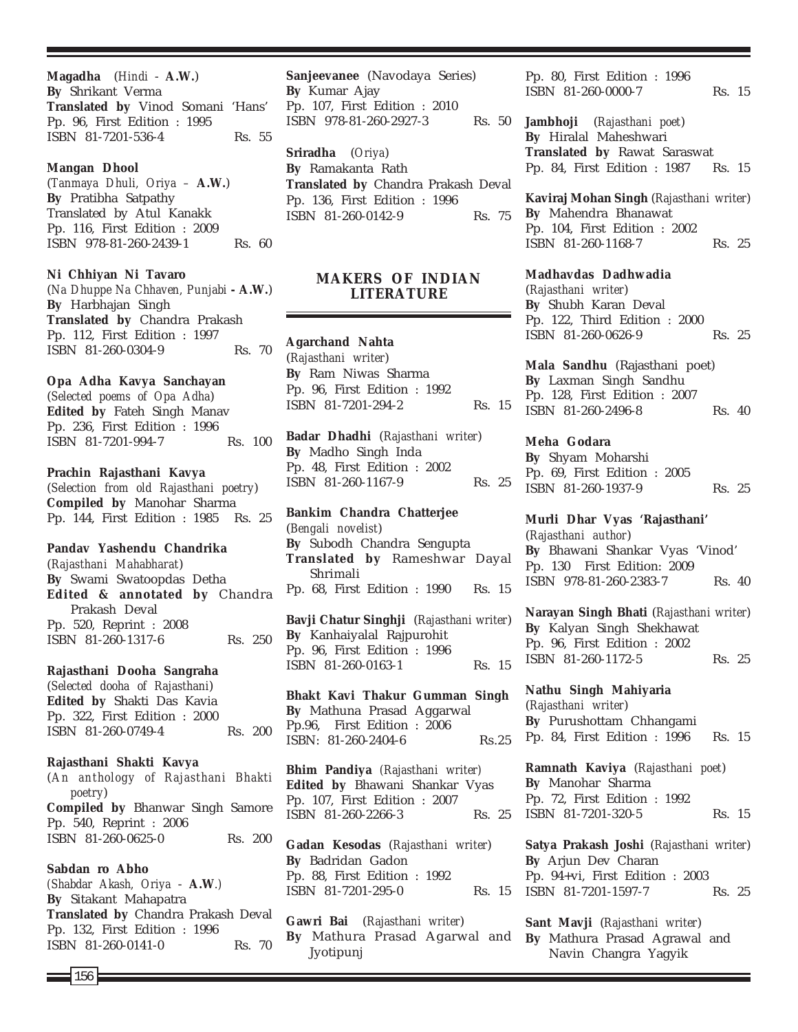**Magadha** (*Hindi* - **A.W.**)
**By** Shrikant Verma
**Translated by** Vinod Somani 'Hans'
Pp. 96, First Edition : 1995
ISBN 81-7201-536-4 Rs. 55

**Mangan Dhool**
(*Tanmaya Dhuli, Oriya* – **A.W.**)
**By** Pratibha Satpathy
Translated by Atul Kanakk
Pp. 116, First Edition : 2009
ISBN 978-81-260-2439-1 Rs. 60

**Ni Chhiyan Ni Tavaro**
(*Na Dhuppe Na Chhaven, Punjabi* **- A.W.**)
**By** Harbhajan Singh
**Translated by** Chandra Prakash
Pp. 112, First Edition : 1997
ISBN 81-260-0304-9 Rs. 70

**Opa Adha Kavya Sanchayan**
(*Selected poems of Opa Adha*)
**Edited by** Fateh Singh Manav
Pp. 236, First Edition : 1996
ISBN 81-7201-994-7 Rs. 100

**Prachin Rajasthani Kavya**
(*Selection from old Rajasthani poetry*)
**Compiled by** Manohar Sharma
Pp. 144, First Edition : 1985 Rs. 25

**Pandav Yashendu Chandrika**
(*Rajasthani Mahabharat*)
**By** Swami Swatoopdas Detha
**Edited & annotated by** Chandra Prakash Deval
Pp. 520, Reprint : 2008
ISBN 81-260-1317-6 Rs. 250

**Rajasthani Dooha Sangraha**
(*Selected dooha of Rajasthani*)
**Edited by** Shakti Das Kavia
Pp. 322, First Edition : 2000
ISBN 81-260-0749-4 Rs. 200

**Rajasthani Shakti Kavya**
(*An anthology of Rajasthani Bhakti poetry*)
**Compiled by** Bhanwar Singh Samore
Pp. 540, Reprint : 2006
ISBN 81-260-0625-0 Rs. 200

**Sabdan ro Abho**
(*Shabdar Akash, Oriya* - **A.W**.)
**By** Sitakant Mahapatra
**Translated by** Chandra Prakash Deval
Pp. 132, First Edition : 1996
ISBN 81-260-0141-0 Rs. 70

**Sanjeevanee** (Navodaya Series)
**By** Kumar Ajay
Pp. 107, First Edition : 2010
ISBN 978-81-260-2927-3 Rs. 50

**Sriradha** (*Oriya*)
**By** Ramakanta Rath
**Translated by** Chandra Prakash Deval
Pp. 136, First Edition : 1996
ISBN 81-260-0142-9 Rs. 75

## MAKERS OF INDIAN LITERATURE

**Agarchand Nahta**
(*Rajasthani writer*)
**By** Ram Niwas Sharma
Pp. 96, First Edition : 1992
ISBN 81-7201-294-2 Rs. 15

**Badar Dhadhi** (*Rajasthani writer*)
**By** Madho Singh Inda
Pp. 48, First Edition : 2002
ISBN 81-260-1167-9 Rs. 25

**Bankim Chandra Chatterjee**
(*Bengali novelist*)
**By** Subodh Chandra Sengupta
**Translated by** Rameshwar Dayal Shrimali
Pp. 68, First Edition : 1990 Rs. 15

**Bavji Chatur Singhji** (*Rajasthani writer*)
**By** Kanhaiyalal Rajpurohit
Pp. 96, First Edition : 1996
ISBN 81-260-0163-1 Rs. 15

**Bhakt Kavi Thakur Gumman Singh**
**By** Mathuna Prasad Aggarwal
Pp.96, First Edition : 2006
ISBN: 81-260-2404-6 Rs.25

**Bhim Pandiya** (*Rajasthani writer*)
**Edited by** Bhawani Shankar Vyas
Pp. 107, First Edition : 2007
ISBN 81-260-2266-3 Rs. 25

**Gadan Kesodas** (*Rajasthani writer*)
**By** Badridan Gadon
Pp. 88, First Edition : 1992
ISBN 81-7201-295-0 Rs. 15

**Gawri Bai** (*Rajasthani writer*)
**By** Mathura Prasad Agarwal and Jyotipunj
Pp. 80, First Edition : 1996
ISBN 81-260-0000-7 Rs. 15

**Jambhoji** (*Rajasthani poet*)
**By** Hiralal Maheshwari
**Translated by** Rawat Saraswat
Pp. 84, First Edition : 1987 Rs. 15

**Kaviraj Mohan Singh** (*Rajasthani writer*)
**By** Mahendra Bhanawat
Pp. 104, First Edition : 2002
ISBN 81-260-1168-7 Rs. 25

**Madhavdas Dadhwadia**
(*Rajasthani writer*)
**By** Shubh Karan Deval
Pp. 122, Third Edition : 2000
ISBN 81-260-0626-9 Rs. 25

**Mala Sandhu** (Rajasthani poet)
**By** Laxman Singh Sandhu
Pp. 128, First Edition : 2007
ISBN 81-260-2496-8 Rs. 40

**Meha Godara**
**By** Shyam Moharshi
Pp. 69, First Edition : 2005
ISBN 81-260-1937-9 Rs. 25

**Murli Dhar Vyas 'Rajasthani'**
(*Rajasthani author*)
**By** Bhawani Shankar Vyas 'Vinod'
Pp. 130 First Edition: 2009
ISBN 978-81-260-2383-7 Rs. 40

**Narayan Singh Bhati** (*Rajasthani writer*)
**By** Kalyan Singh Shekhawat
Pp. 96, First Edition : 2002
ISBN 81-260-1172-5 Rs. 25

**Nathu Singh Mahiyaria**
(*Rajasthani writer*)
**By** Purushottam Chhangami
Pp. 84, First Edition : 1996 Rs. 15

**Ramnath Kaviya** (*Rajasthani poet*)
**By** Manohar Sharma
Pp. 72, First Edition : 1992
ISBN 81-7201-320-5 Rs. 15

**Satya Prakash Joshi** (*Rajasthani writer*)
**By** Arjun Dev Charan
Pp. 94+vi, First Edition : 2003
ISBN 81-7201-1597-7 Rs. 25

**Sant Mavji** (*Rajasthani writer*)
**By** Mathura Prasad Agrawal and Navin Changra Yagyik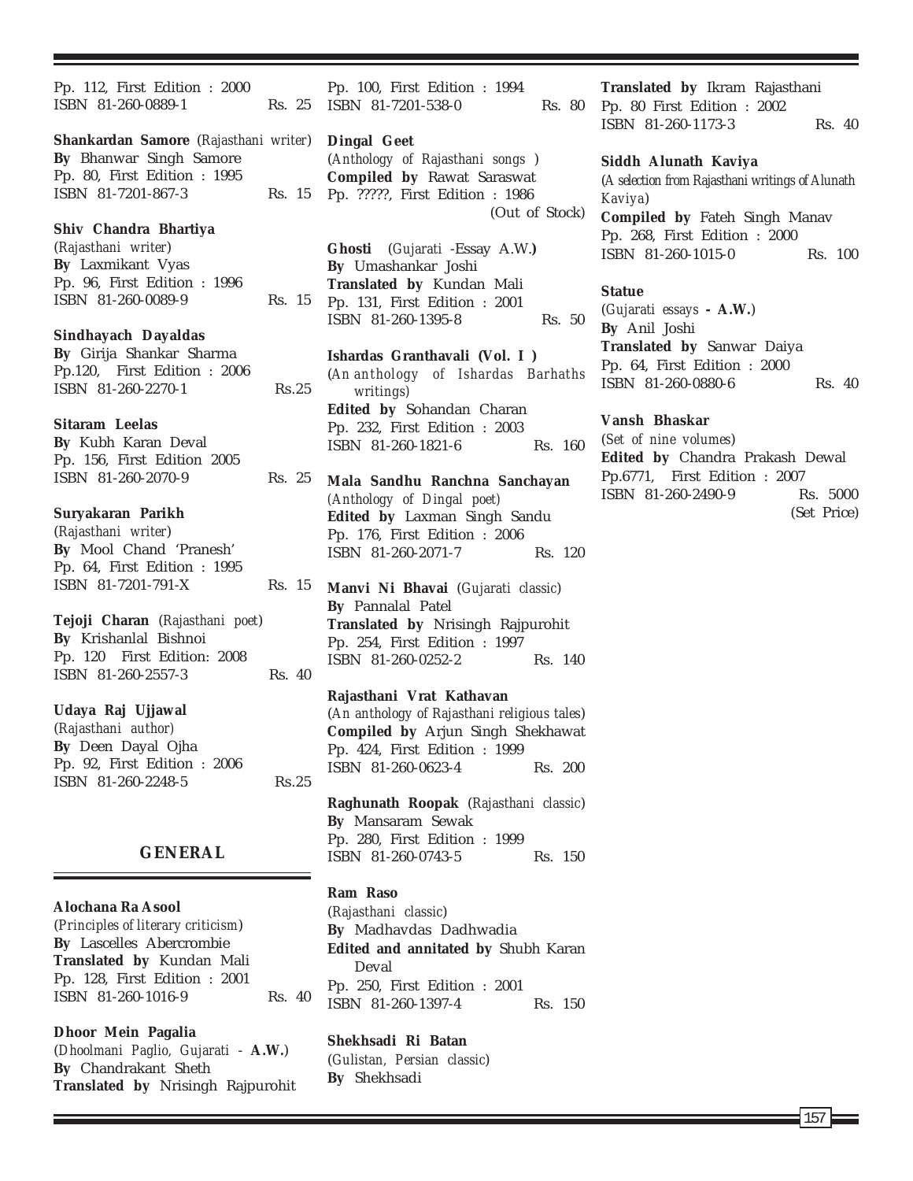Pp. 112, First Edition : 2000
ISBN 81-260-0889-1 Rs. 25

**Shankardan Samore** (*Rajasthani writer*)
**By** Bhanwar Singh Samore
Pp. 80, First Edition : 1995
ISBN 81-7201-867-3 Rs. 15

**Shiv Chandra Bhartiya**
(*Rajasthani writer*)
**By** Laxmikant Vyas
Pp. 96, First Edition : 1996
ISBN 81-260-0089-9 Rs. 15

**Sindhayach Dayaldas**
**By** Girija Shankar Sharma
Pp.120, First Edition : 2006
ISBN 81-260-2270-1 Rs.25

**Sitaram Leelas**
**By** Kubh Karan Deval
Pp. 156, First Edition 2005
ISBN 81-260-2070-9 Rs. 25

**Suryakaran Parikh**
(*Rajasthani writer*)
**By** Mool Chand 'Pranesh'
Pp. 64, First Edition : 1995
ISBN 81-7201-791-X Rs. 15

**Tejoji Charan** (*Rajasthani poet*)
**By** Krishanlal Bishnoi
Pp. 120 First Edition: 2008
ISBN 81-260-2557-3 Rs. 40

**Udaya Raj Ujjawal**
(*Rajasthani author*)
**By** Deen Dayal Ojha
Pp. 92, First Edition : 2006
ISBN 81-260-2248-5 Rs.25

## GENERAL

**Alochana Ra Asool**
(*Principles of literary criticism*)
**By** Lascelles Abercrombie
**Translated by** Kundan Mali
Pp. 128, First Edition : 2001
ISBN 81-260-1016-9 Rs. 40

**Dhoor Mein Pagalia**
(*Dhoolmani Paglio, Gujarati* - **A.W.**)
**By** Chandrakant Sheth
**Translated by** Nrisingh Rajpurohit
Pp. 100, First Edition : 1994
ISBN 81-7201-538-0 Rs. 80

**Dingal Geet**
(*Anthology of Rajasthani songs* )
**Compiled by** Rawat Saraswat
Pp. ?????, First Edition : 1986
(Out of Stock)

**Ghosti** (*Gujarati -Essay A.W.*)
**By** Umashankar Joshi
**Translated by** Kundan Mali
Pp. 131, First Edition : 2001
ISBN 81-260-1395-8 Rs. 50

**Ishardas Granthavali (Vol. I )**
(*An anthology of Ishardas Barhaths writings*)
**Edited by** Sohandan Charan
Pp. 232, First Edition : 2003
ISBN 81-260-1821-6 Rs. 160

**Mala Sandhu Ranchna Sanchayan**
(*Anthology of Dingal poet*)
**Edited by** Laxman Singh Sandu
Pp. 176, First Edition : 2006
ISBN 81-260-2071-7 Rs. 120

**Manvi Ni Bhavai** (*Gujarati classic*)
**By** Pannalal Patel
**Translated by** Nrisingh Rajpurohit
Pp. 254, First Edition : 1997
ISBN 81-260-0252-2 Rs. 140

**Rajasthani Vrat Kathavan**
(*An anthology of Rajasthani religious tales*)
**Compiled by** Arjun Singh Shekhawat
Pp. 424, First Edition : 1999
ISBN 81-260-0623-4 Rs. 200

**Raghunath Roopak** (*Rajasthani classic*)
**By** Mansaram Sewak
Pp. 280, First Edition : 1999
ISBN 81-260-0743-5 Rs. 150

**Ram Raso**
(*Rajasthani classic*)
**By** Madhavdas Dadhwadia
**Edited and annitated by** Shubh Karan Deval
Pp. 250, First Edition : 2001
ISBN 81-260-1397-4 Rs. 150

**Shekhsadi Ri Batan**
(*Gulistan, Persian classic*)
**By** Shekhsadi
**Translated by** Ikram Rajasthani
Pp. 80 First Edition : 2002
ISBN 81-260-1173-3 Rs. 40

**Siddh Alunath Kaviya**
(*A selection from Rajasthani writings of Alunath Kaviya*)
**Compiled by** Fateh Singh Manav
Pp. 268, First Edition : 2000
ISBN 81-260-1015-0 Rs. 100

**Statue**
(*Gujarati essays* **- A.W.**)
**By** Anil Joshi
**Translated by** Sanwar Daiya
Pp. 64, First Edition : 2000
ISBN 81-260-0880-6 Rs. 40

**Vansh Bhaskar**
(*Set of nine volumes*)
**Edited by** Chandra Prakash Dewal
Pp.6771, First Edition : 2007
ISBN 81-260-2490-9 Rs. 5000
(Set Price)